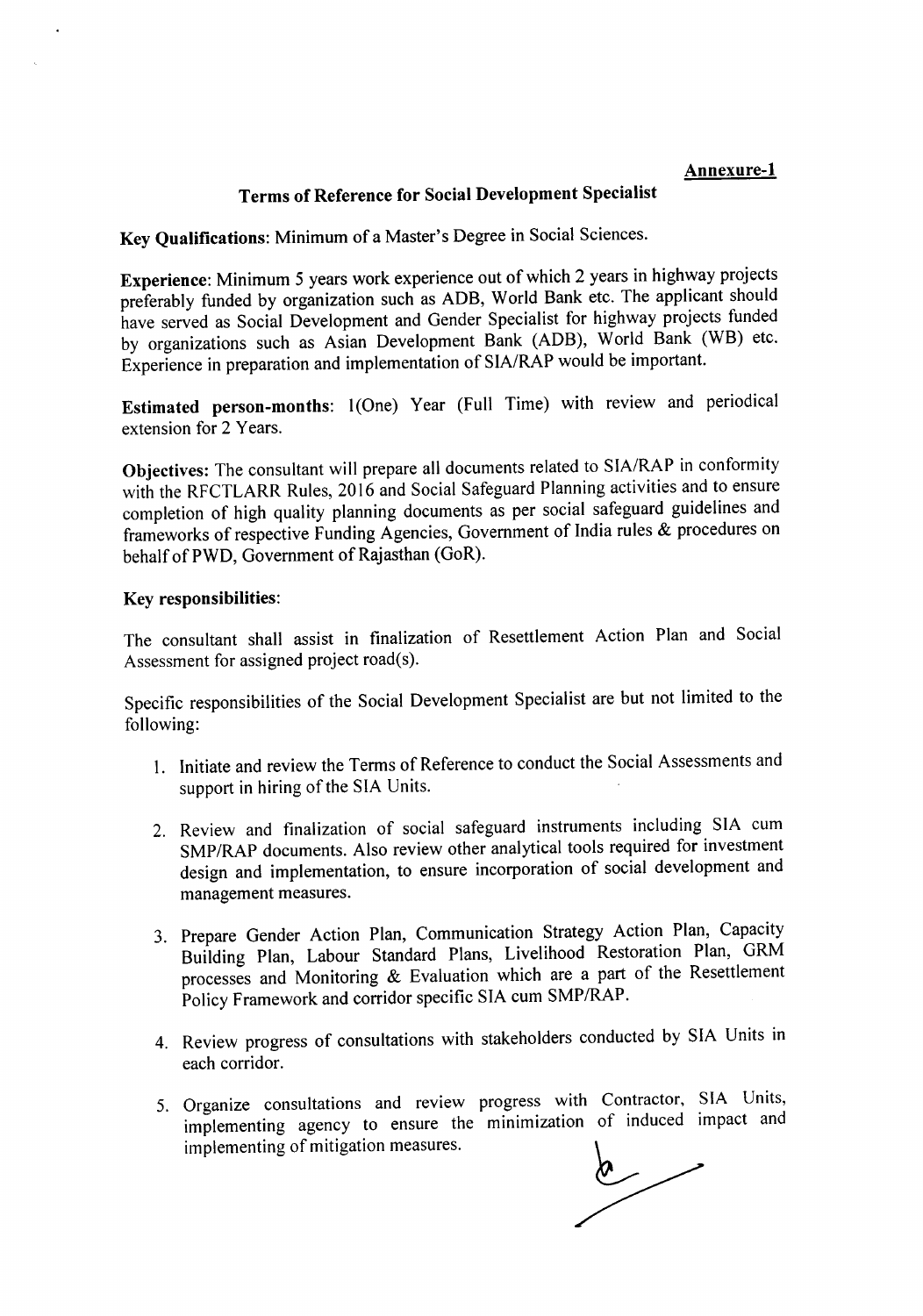**Annexure-1**

## Terms of Reference for Social Development Specialist

**Key Qualifications**: Minimum of a Master's Degree in Social Sciences.

**Experience**: Minimum 5 years work experience out of which 2 years in highway projects preferably funded by organization such as ADB, World Bank etc. The applicant should have served as Social Development and Gender Specialist for highway projects funded by organizations such as Asian Development Bank (ADB), World Bank (WB) etc. Experience in preparation and implementation of SIA/RAP would be important.

**Estimated person-months**: 1(One) Year (Full Time) with review and periodical extension for 2 Years.

**Objectives:** The consultant will prepare all documents related to SIA/RAP in conformity with the RFCTLARR Rules, 2016 and Social Safeguard Planning activities and to ensure completion of high quality planning documents as per social safeguard guidelines and frameworks of respective Funding Agencies, Government of India rules & procedures on behalf of PWD, Government of Rajasthan (GoR).

**Key responsibilities**:

The consultant shall assist in finalization of Resettlement Action Plan and Social Assessment for assigned project road(s).

Specific responsibilities of the Social Development Specialist are but not limited to the following:

1. Initiate and review the Terms of Reference to conduct the Social Assessments and support in hiring of the SIA Units.
2. Review and finalization of social safeguard instruments including SIA cum SMP/RAP documents. Also review other analytical tools required for investment design and implementation, to ensure incorporation of social development and management measures.
3. Prepare Gender Action Plan, Communication Strategy Action Plan, Capacity Building Plan, Labour Standard Plans, Livelihood Restoration Plan, GRM processes and Monitoring & Evaluation which are a part of the Resettlement Policy Framework and corridor specific SIA cum SMP/RAP.
4. Review progress of consultations with stakeholders conducted by SIA Units in each corridor.
5. Organize consultations and review progress with Contractor, SIA Units, implementing agency to ensure the minimization of induced impact and implementing of mitigation measures.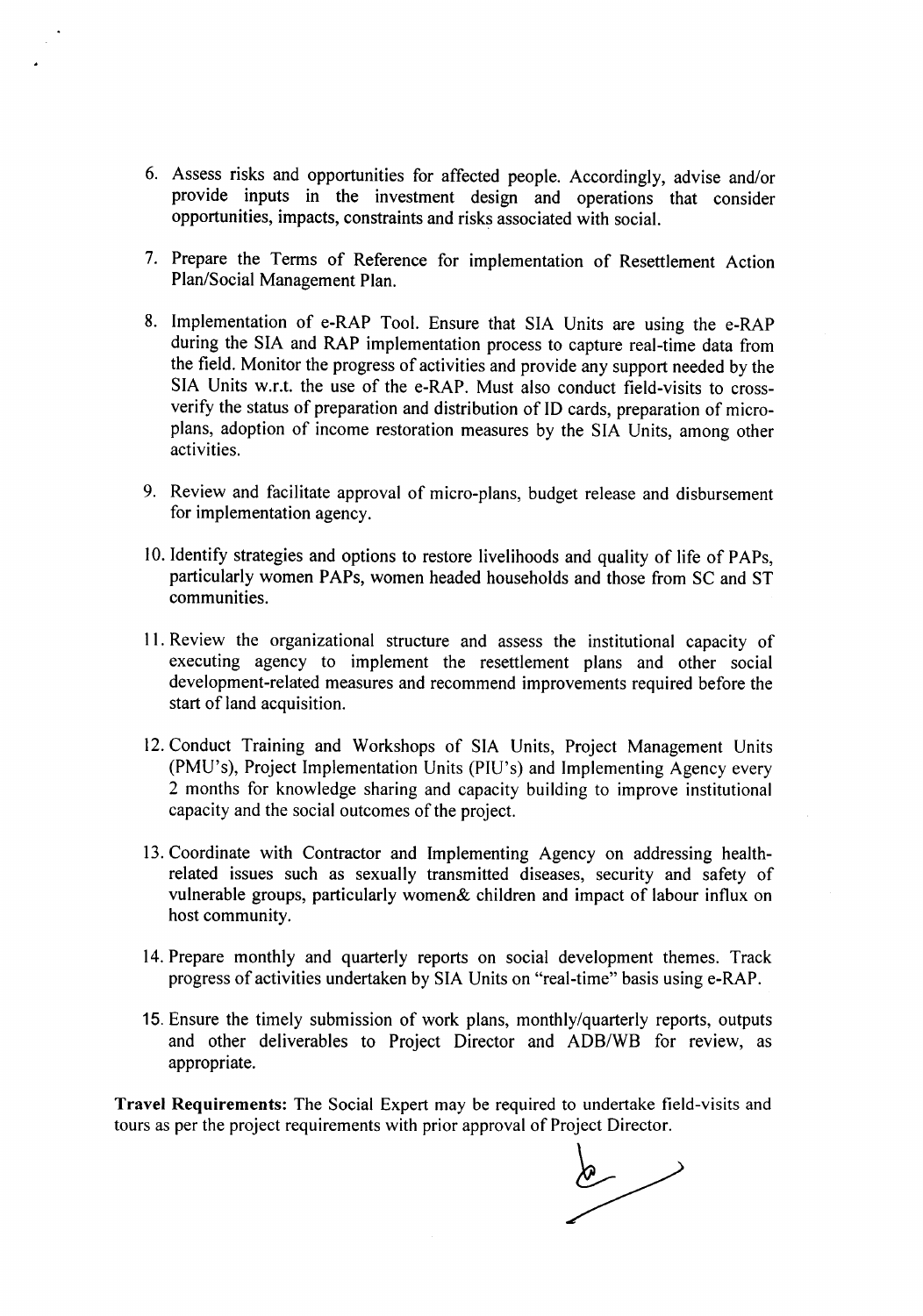6. Assess risks and opportunities for affected people. Accordingly, advise and/or provide inputs in the investment design and operations that consider opportunities, impacts, constraints and risks associated with social.

7. Prepare the Terms of Reference for implementation of Resettlement Action Plan/Social Management Plan.

8. Implementation of e-RAP Tool. Ensure that SIA Units are using the e-RAP during the SIA and RAP implementation process to capture real-time data from the field. Monitor the progress of activities and provide any support needed by the SIA Units w.r.t. the use of the e-RAP. Must also conduct field-visits to cross-verify the status of preparation and distribution of ID cards, preparation of micro-plans, adoption of income restoration measures by the SIA Units, among other activities.

9. Review and facilitate approval of micro-plans, budget release and disbursement for implementation agency.

10. Identify strategies and options to restore livelihoods and quality of life of PAPs, particularly women PAPs, women headed households and those from SC and ST communities.

11. Review the organizational structure and assess the institutional capacity of executing agency to implement the resettlement plans and other social development-related measures and recommend improvements required before the start of land acquisition.

12. Conduct Training and Workshops of SIA Units, Project Management Units (PMU's), Project Implementation Units (PIU's) and Implementing Agency every 2 months for knowledge sharing and capacity building to improve institutional capacity and the social outcomes of the project.

13. Coordinate with Contractor and Implementing Agency on addressing health-related issues such as sexually transmitted diseases, security and safety of vulnerable groups, particularly women& children and impact of labour influx on host community.

14. Prepare monthly and quarterly reports on social development themes. Track progress of activities undertaken by SIA Units on "real-time" basis using e-RAP.

15. Ensure the timely submission of work plans, monthly/quarterly reports, outputs and other deliverables to Project Director and ADB/WB for review, as appropriate.

**Travel Requirements:** The Social Expert may be required to undertake field-visits and tours as per the project requirements with prior approval of Project Director.